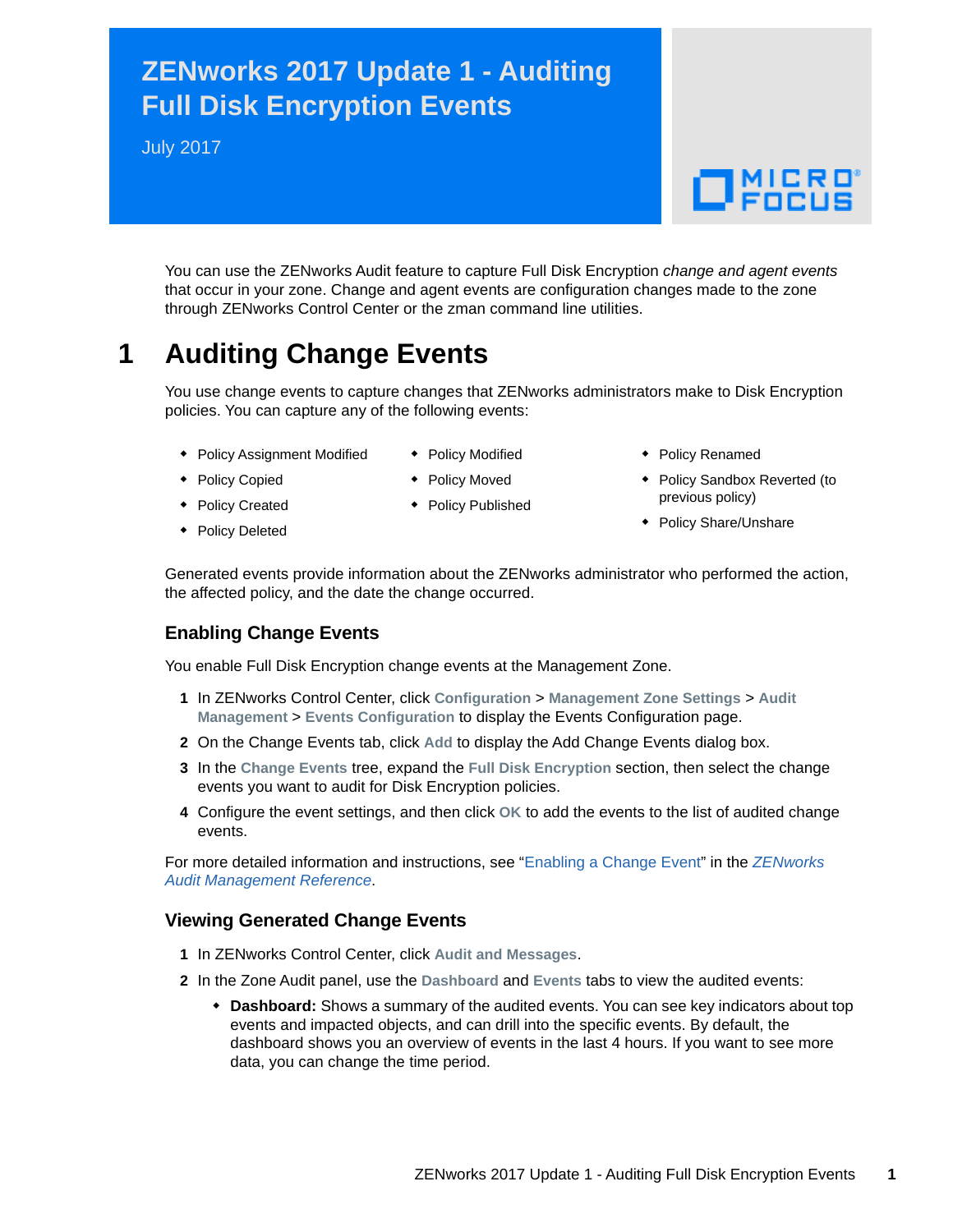# ZENworks 2017 Update 1 - Auditing Full Disk Encryption Events

July 2017

You can use the ZENworks Audit feature to capture Full Disk Encryption *change and agent events* that occur in your zone. Change and agent events are configuration changes made to the zone through ZENworks Control Center or the zman command line utilities.

## 1 Auditing Change Events

You use change events to capture changes that ZENworks administrators make to Disk Encryption policies. You can capture any of the following events:

- Policy Assignment Modified
- Policy Copied
- Policy Created
- Policy Deleted
- Policy Modified
- Policy Moved
- Policy Published
- Policy Renamed
- Policy Sandbox Reverted (to previous policy)
- Policy Share/Unshare

Generated events provide information about the ZENworks administrator who performed the action, the affected policy, and the date the change occurred.

### Enabling Change Events

You enable Full Disk Encryption change events at the Management Zone.

1. In ZENworks Control Center, click **Configuration** > **Management Zone Settings** > **Audit Management** > **Events Configuration** to display the Events Configuration page.
2. On the Change Events tab, click **Add** to display the Add Change Events dialog box.
3. In the **Change Events** tree, expand the **Full Disk Encryption** section, then select the change events you want to audit for Disk Encryption policies.
4. Configure the event settings, and then click **OK** to add the events to the list of audited change events.

For more detailed information and instructions, see "Enabling a Change Event" in the *ZENworks Audit Management Reference*.

### Viewing Generated Change Events

1. In ZENworks Control Center, click **Audit and Messages**.
2. In the Zone Audit panel, use the **Dashboard** and **Events** tabs to view the audited events:
   - **Dashboard:** Shows a summary of the audited events. You can see key indicators about top events and impacted objects, and can drill into the specific events. By default, the dashboard shows you an overview of events in the last 4 hours. If you want to see more data, you can change the time period.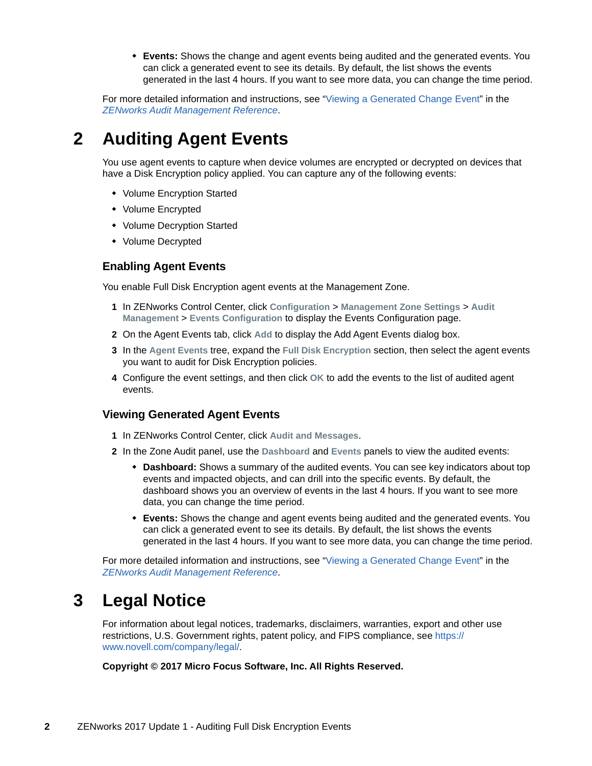- **Events:** Shows the change and agent events being audited and the generated events. You can click a generated event to see its details. By default, the list shows the events generated in the last 4 hours. If you want to see more data, you can change the time period.

For more detailed information and instructions, see "Viewing a Generated Change Event" in the *ZENworks Audit Management Reference*.

# 2 Auditing Agent Events

You use agent events to capture when device volumes are encrypted or decrypted on devices that have a Disk Encryption policy applied. You can capture any of the following events:

- Volume Encryption Started
- Volume Encrypted
- Volume Decryption Started
- Volume Decrypted

## Enabling Agent Events

You enable Full Disk Encryption agent events at the Management Zone.

1. In ZENworks Control Center, click **Configuration** > **Management Zone Settings** > **Audit Management** > **Events Configuration** to display the Events Configuration page.
2. On the Agent Events tab, click **Add** to display the Add Agent Events dialog box.
3. In the **Agent Events** tree, expand the **Full Disk Encryption** section, then select the agent events you want to audit for Disk Encryption policies.
4. Configure the event settings, and then click **OK** to add the events to the list of audited agent events.

## Viewing Generated Agent Events

1. In ZENworks Control Center, click **Audit and Messages**.
2. In the Zone Audit panel, use the **Dashboard** and **Events** panels to view the audited events:
   - **Dashboard:** Shows a summary of the audited events. You can see key indicators about top events and impacted objects, and can drill into the specific events. By default, the dashboard shows you an overview of events in the last 4 hours. If you want to see more data, you can change the time period.
   - **Events:** Shows the change and agent events being audited and the generated events. You can click a generated event to see its details. By default, the list shows the events generated in the last 4 hours. If you want to see more data, you can change the time period.

For more detailed information and instructions, see "Viewing a Generated Change Event" in the *ZENworks Audit Management Reference*.

# 3 Legal Notice

For information about legal notices, trademarks, disclaimers, warranties, export and other use restrictions, U.S. Government rights, patent policy, and FIPS compliance, see https://www.novell.com/company/legal/.

**Copyright © 2017 Micro Focus Software, Inc. All Rights Reserved.**